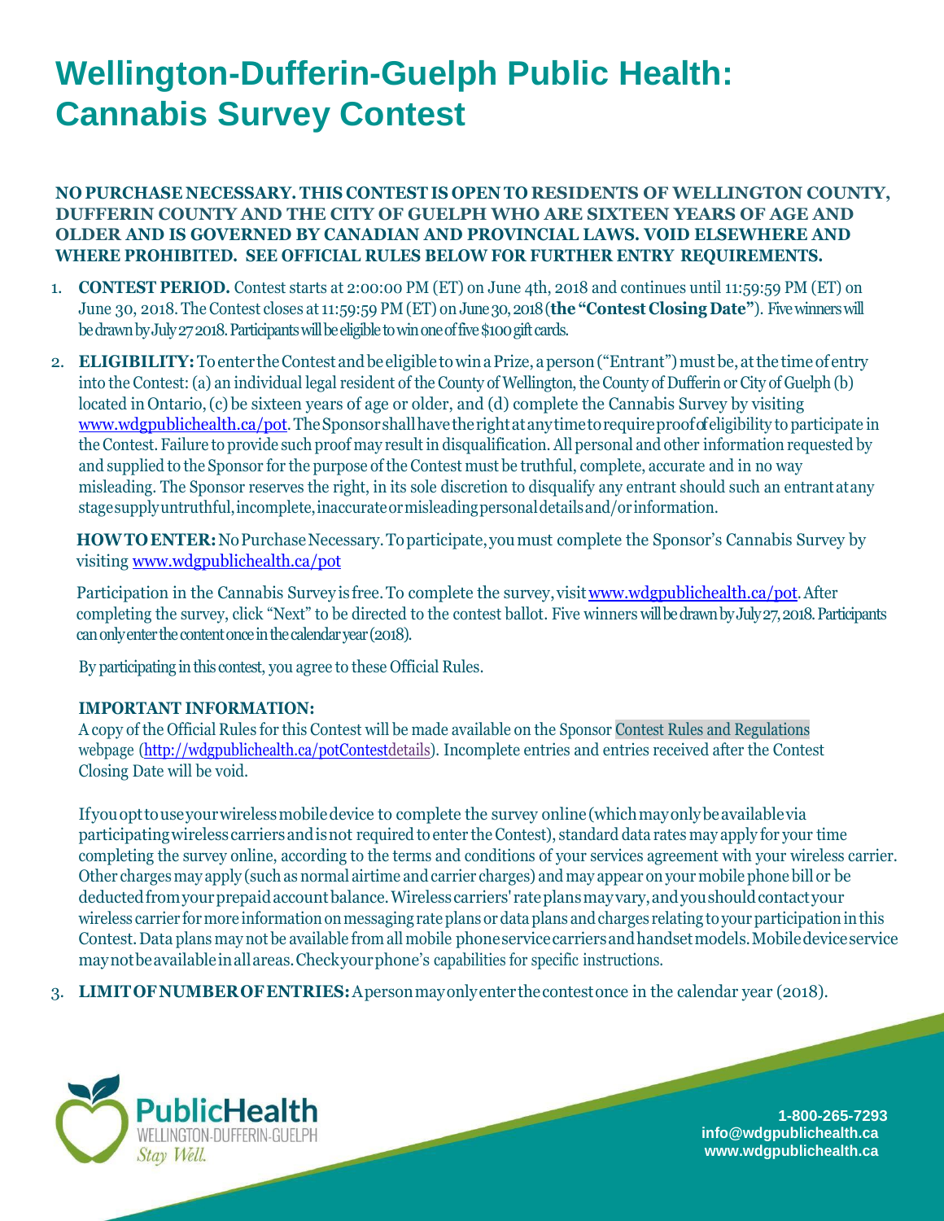# Wellington-Dufferin-Guelph Public Health: Cannabis Survey Contest

**NO PURCHASE NECESSARY. THIS CONTEST IS OPEN TO RESIDENTS OF WELLINGTON COUNTY, DUFFERIN COUNTY AND THE CITY OF GUELPH WHO ARE SIXTEEN YEARS OF AGE AND OLDER AND IS GOVERNED BY CANADIAN AND PROVINCIAL LAWS. VOID ELSEWHERE AND WHERE PROHIBITED. SEE OFFICIAL RULES BELOW FOR FURTHER ENTRY REQUIREMENTS.**

1. **CONTEST PERIOD.** Contest starts at 2:00:00 PM (ET) on June 4th, 2018 and continues until 11:59:59 PM (ET) on June 30, 2018. The Contest closes at 11:59:59 PM (ET) on June 30, 2018 (**the "Contest Closing Date"**). Five winners will be drawn by July 27 2018. Participants will be eligible to win one of five $100 gift cards.

2. **ELIGIBILITY:** To enter the Contest and be eligible to win a Prize, a person ("Entrant") must be, at the time of entry into the Contest: (a) an individual legal resident of the County of Wellington, the County of Dufferin or City of Guelph (b) located in Ontario, (c) be sixteen years of age or older, and (d) complete the Cannabis Survey by visiting www.wdgpublichealth.ca/pot. The Sponsor shall have the right at any time to require proof of eligibility to participate in the Contest. Failure to provide such proof may result in disqualification. All personal and other information requested by and supplied to the Sponsor for the purpose of the Contest must be truthful, complete, accurate and in no way misleading. The Sponsor reserves the right, in its sole discretion to disqualify any entrant should such an entrant at any stage supply untruthful, incomplete, inaccurate or misleading personal details and/or information.

   **HOW TO ENTER:** No Purchase Necessary. To participate, you must complete the Sponsor's Cannabis Survey by visiting www.wdgpublichealth.ca/pot

   Participation in the Cannabis Survey is free. To complete the survey, visit www.wdgpublichealth.ca/pot. After completing the survey, click "Next" to be directed to the contest ballot. Five winners will be drawn by July 27, 2018. Participants can only enter the content once in the calendar year (2018).

   By participating in this contest, you agree to these Official Rules.

   **IMPORTANT INFORMATION:**
   A copy of the Official Rules for this Contest will be made available on the Sponsor Contest Rules and Regulations webpage (http://wdgpublichealth.ca/potContestdetails). Incomplete entries and entries received after the Contest Closing Date will be void.

   If you opt to use your wireless mobile device to complete the survey online (which may only be available via participating wireless carriers and is not required to enter the Contest), standard data rates may apply for your time completing the survey online, according to the terms and conditions of your services agreement with your wireless carrier. Other charges may apply (such as normal airtime and carrier charges) and may appear on your mobile phone bill or be deducted from your prepaid account balance. Wireless carriers' rate plans may vary, and you should contact your wireless carrier for more information on messaging rate plans or data plans and charges relating to your participation in this Contest. Data plans may not be available from all mobile phone service carriers and handset models. Mobile device service may not be available in all areas. Check your phone's capabilities for specific instructions.

3. **LIMIT OF NUMBER OF ENTRIES:** A person may only enter the contest once in the calendar year (2018).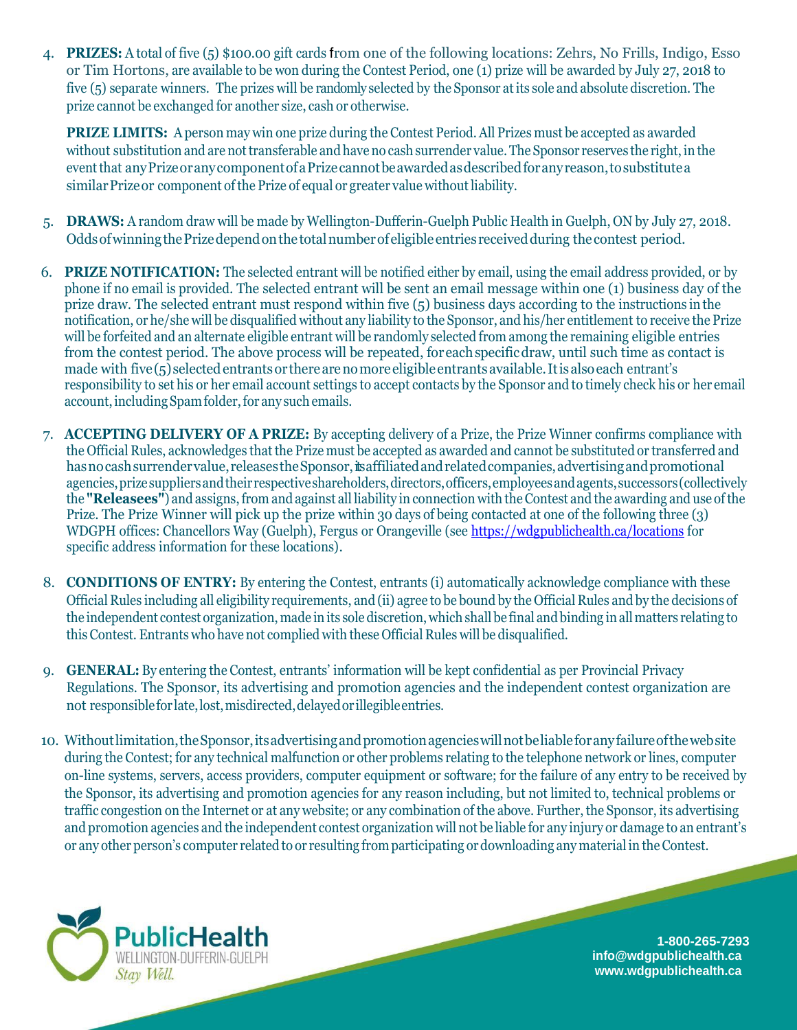4. **PRIZES:** A total of five (5) $100.00 gift cards from one of the following locations: Zehrs, No Frills, Indigo, Esso or Tim Hortons, are available to be won during the Contest Period, one (1) prize will be awarded by July 27, 2018 to five (5) separate winners. The prizes will be randomly selected by the Sponsor at its sole and absolute discretion. The prize cannot be exchanged for another size, cash or otherwise.

   **PRIZE LIMITS:** A person may win one prize during the Contest Period. All Prizes must be accepted as awarded without substitution and are not transferable and have no cash surrender value. The Sponsor reserves the right, in the event that any Prize or any component of a Prize cannot be awarded as described for any reason, to substitute a similar Prize or component of the Prize of equal or greater value without liability.

5. **DRAWS:** A random draw will be made by Wellington-Dufferin-Guelph Public Health in Guelph, ON by July 27, 2018. Odds of winning the Prize depend on the total number of eligible entries received during the contest period.

6. **PRIZE NOTIFICATION:** The selected entrant will be notified either by email, using the email address provided, or by phone if no email is provided. The selected entrant will be sent an email message within one (1) business day of the prize draw. The selected entrant must respond within five (5) business days according to the instructions in the notification, or he/she will be disqualified without any liability to the Sponsor, and his/her entitlement to receive the Prize will be forfeited and an alternate eligible entrant will be randomly selected from among the remaining eligible entries from the contest period. The above process will be repeated, for each specific draw, until such time as contact is made with five (5) selected entrants or there are no more eligible entrants available. It is also each entrant's responsibility to set his or her email account settings to accept contacts by the Sponsor and to timely check his or her email account, including Spam folder, for any such emails.

7. **ACCEPTING DELIVERY OF A PRIZE:** By accepting delivery of a Prize, the Prize Winner confirms compliance with the Official Rules, acknowledges that the Prize must be accepted as awarded and cannot be substituted or transferred and has no cash surrender value, releases the Sponsor, its affiliated and related companies, advertising and promotional agencies, prize suppliers and their respective shareholders, directors, officers, employees and agents, successors (collectively the **"Releasees"**) and assigns, from and against all liability in connection with the Contest and the awarding and use of the Prize. The Prize Winner will pick up the prize within 30 days of being contacted at one of the following three (3) WDGPH offices: Chancellors Way (Guelph), Fergus or Orangeville (see https://wdgpublichealth.ca/locations for specific address information for these locations).

8. **CONDITIONS OF ENTRY:** By entering the Contest, entrants (i) automatically acknowledge compliance with these Official Rules including all eligibility requirements, and (ii) agree to be bound by the Official Rules and by the decisions of the independent contest organization, made in its sole discretion, which shall be final and binding in all matters relating to this Contest. Entrants who have not complied with these Official Rules will be disqualified.

9. **GENERAL:** By entering the Contest, entrants' information will be kept confidential as per Provincial Privacy Regulations. The Sponsor, its advertising and promotion agencies and the independent contest organization are not responsible for late, lost, misdirected, delayed or illegible entries.

10. Without limitation, the Sponsor, its advertising and promotion agencies will not be liable for any failure of the website during the Contest; for any technical malfunction or other problems relating to the telephone network or lines, computer on-line systems, servers, access providers, computer equipment or software; for the failure of any entry to be received by the Sponsor, its advertising and promotion agencies for any reason including, but not limited to, technical problems or traffic congestion on the Internet or at any website; or any combination of the above. Further, the Sponsor, its advertising and promotion agencies and the independent contest organization will not be liable for any injury or damage to an entrant's or any other person's computer related to or resulting from participating or downloading any material in the Contest.

PublicHealth
WELLINGTON-DUFFERIN-GUELPH
*Stay Well.*

**1-800-265-7293**
**info@wdgpublichealth.ca**
**www.wdgpublichealth.ca**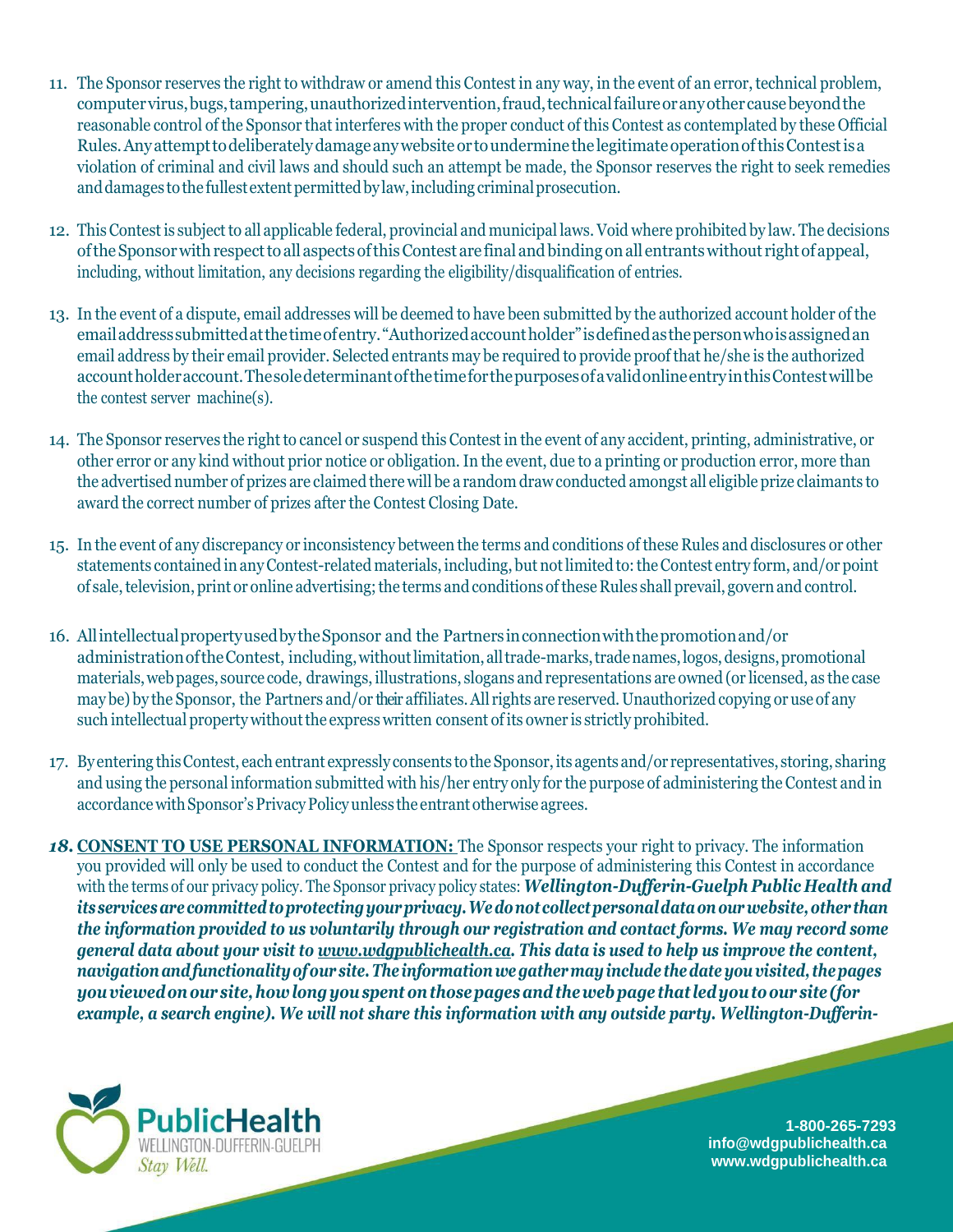11. The Sponsor reserves the right to withdraw or amend this Contest in any way, in the event of an error, technical problem, computer virus, bugs, tampering, unauthorized intervention, fraud, technical failure or any other cause beyond the reasonable control of the Sponsor that interferes with the proper conduct of this Contest as contemplated by these Official Rules. Any attempt to deliberately damage any website or to undermine the legitimate operation of this Contest is a violation of criminal and civil laws and should such an attempt be made, the Sponsor reserves the right to seek remedies and damages to the fullest extent permitted by law, including criminal prosecution.

12. This Contest is subject to all applicable federal, provincial and municipal laws. Void where prohibited by law. The decisions of the Sponsor with respect to all aspects of this Contest are final and binding on all entrants without right of appeal, including, without limitation, any decisions regarding the eligibility/disqualification of entries.

13. In the event of a dispute, email addresses will be deemed to have been submitted by the authorized account holder of the email address submitted at the time of entry. "Authorized account holder" is defined as the person who is assigned an email address by their email provider. Selected entrants may be required to provide proof that he/she is the authorized account holder account. The sole determinant of the time for the purposes of a valid online entry in this Contest will be the contest server machine(s).

14. The Sponsor reserves the right to cancel or suspend this Contest in the event of any accident, printing, administrative, or other error or any kind without prior notice or obligation. In the event, due to a printing or production error, more than the advertised number of prizes are claimed there will be a random draw conducted amongst all eligible prize claimants to award the correct number of prizes after the Contest Closing Date.

15. In the event of any discrepancy or inconsistency between the terms and conditions of these Rules and disclosures or other statements contained in any Contest-related materials, including, but not limited to: the Contest entry form, and/or point of sale, television, print or online advertising; the terms and conditions of these Rules shall prevail, govern and control.

16. All intellectual property used by the Sponsor and the Partners in connection with the promotion and/or administration of the Contest, including, without limitation, all trade-marks, trade names, logos, designs, promotional materials, web pages, source code, drawings, illustrations, slogans and representations are owned (or licensed, as the case may be) by the Sponsor, the Partners and/or their affiliates. All rights are reserved. Unauthorized copying or use of any such intellectual property without the express written consent of its owner is strictly prohibited.

17. By entering this Contest, each entrant expressly consents to the Sponsor, its agents and/or representatives, storing, sharing and using the personal information submitted with his/her entry only for the purpose of administering the Contest and in accordance with Sponsor's Privacy Policy unless the entrant otherwise agrees.

18. **CONSENT TO USE PERSONAL INFORMATION:** The Sponsor respects your right to privacy. The information you provided will only be used to conduct the Contest and for the purpose of administering this Contest in accordance with the terms of our privacy policy. The Sponsor privacy policy states: ***Wellington-Dufferin-Guelph Public Health and its services are committed to protecting your privacy. We do not collect personal data on our website, other than the information provided to us voluntarily through our registration and contact forms. We may record some general data about your visit to www.wdgpublichealth.ca. This data is used to help us improve the content, navigation and functionality of our site. The information we gather may include the date you visited, the pages you viewed on our site, how long you spent on those pages and the web page that led you to our site (for example, a search engine). We will not share this information with any outside party. Wellington-Dufferin-***

PublicHealth
WELLINGTON-DUFFERIN-GUELPH
Stay Well.

1-800-265-7293
info@wdgpublichealth.ca
www.wdgpublichealth.ca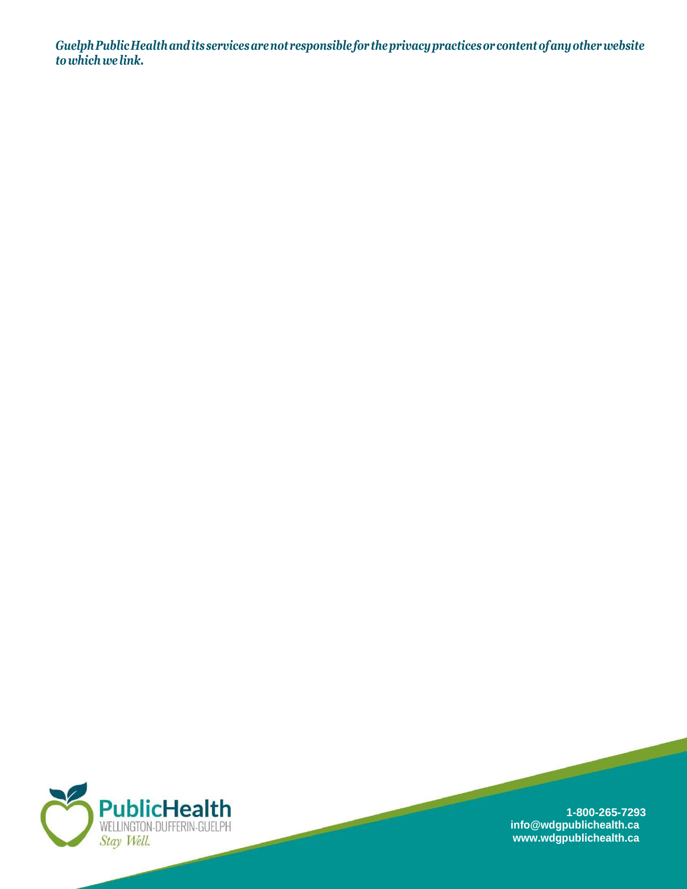*Guelph Public Health and its services are not responsible for the privacy practices or content of any other website to which we link.*

PublicHealth
WELLINGTON-DUFFERIN-GUELPH
Stay Well.

**1-800-265-7293**
**info@wdgpublichealth.ca**
**www.wdgpublichealth.ca**